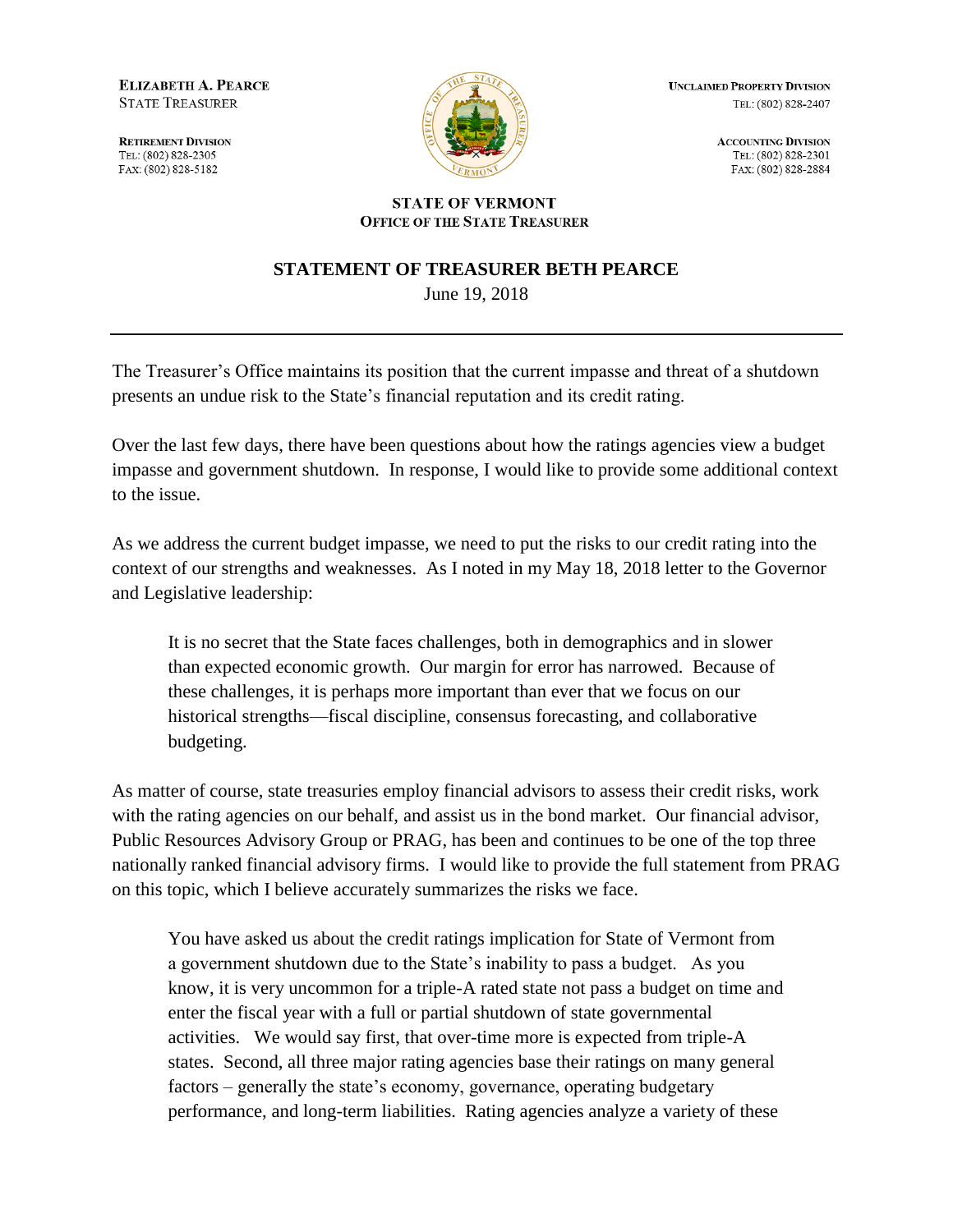**ELIZABETH A. PEARCE**
STATE TREASURER

**RETIREMENT DIVISION**
TEL: (802) 828-2305
FAX: (802) 828-5182

**UNCLAIMED PROPERTY DIVISION**
TEL: (802) 828-2407

**ACCOUNTING DIVISION**
TEL: (802) 828-2301
FAX: (802) 828-2884

**STATE OF VERMONT**
**OFFICE OF THE STATE TREASURER**

## STATEMENT OF TREASURER BETH PEARCE

June 19, 2018

---

The Treasurer's Office maintains its position that the current impasse and threat of a shutdown presents an undue risk to the State's financial reputation and its credit rating.

Over the last few days, there have been questions about how the ratings agencies view a budget impasse and government shutdown. In response, I would like to provide some additional context to the issue.

As we address the current budget impasse, we need to put the risks to our credit rating into the context of our strengths and weaknesses. As I noted in my May 18, 2018 letter to the Governor and Legislative leadership:

> It is no secret that the State faces challenges, both in demographics and in slower than expected economic growth. Our margin for error has narrowed. Because of these challenges, it is perhaps more important than ever that we focus on our historical strengths—fiscal discipline, consensus forecasting, and collaborative budgeting.

As matter of course, state treasuries employ financial advisors to assess their credit risks, work with the rating agencies on our behalf, and assist us in the bond market. Our financial advisor, Public Resources Advisory Group or PRAG, has been and continues to be one of the top three nationally ranked financial advisory firms. I would like to provide the full statement from PRAG on this topic, which I believe accurately summarizes the risks we face.

> You have asked us about the credit ratings implication for State of Vermont from a government shutdown due to the State's inability to pass a budget. As you know, it is very uncommon for a triple-A rated state not pass a budget on time and enter the fiscal year with a full or partial shutdown of state governmental activities. We would say first, that over-time more is expected from triple-A states. Second, all three major rating agencies base their ratings on many general factors – generally the state's economy, governance, operating budgetary performance, and long-term liabilities. Rating agencies analyze a variety of these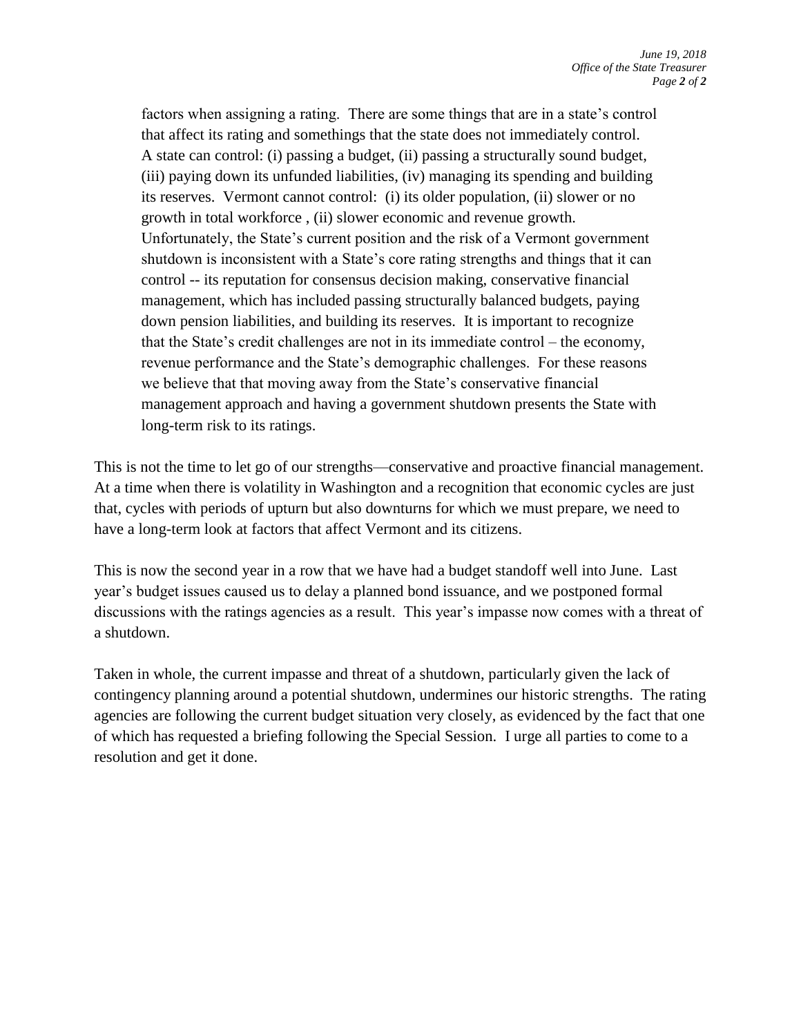> factors when assigning a rating. There are some things that are in a state's control that affect its rating and somethings that the state does not immediately control. A state can control: (i) passing a budget, (ii) passing a structurally sound budget, (iii) paying down its unfunded liabilities, (iv) managing its spending and building its reserves. Vermont cannot control: (i) its older population, (ii) slower or no growth in total workforce , (ii) slower economic and revenue growth. Unfortunately, the State's current position and the risk of a Vermont government shutdown is inconsistent with a State's core rating strengths and things that it can control -- its reputation for consensus decision making, conservative financial management, which has included passing structurally balanced budgets, paying down pension liabilities, and building its reserves. It is important to recognize that the State's credit challenges are not in its immediate control – the economy, revenue performance and the State's demographic challenges. For these reasons we believe that that moving away from the State's conservative financial management approach and having a government shutdown presents the State with long-term risk to its ratings.

This is not the time to let go of our strengths—conservative and proactive financial management. At a time when there is volatility in Washington and a recognition that economic cycles are just that, cycles with periods of upturn but also downturns for which we must prepare, we need to have a long-term look at factors that affect Vermont and its citizens.

This is now the second year in a row that we have had a budget standoff well into June. Last year's budget issues caused us to delay a planned bond issuance, and we postponed formal discussions with the ratings agencies as a result. This year's impasse now comes with a threat of a shutdown.

Taken in whole, the current impasse and threat of a shutdown, particularly given the lack of contingency planning around a potential shutdown, undermines our historic strengths. The rating agencies are following the current budget situation very closely, as evidenced by the fact that one of which has requested a briefing following the Special Session. I urge all parties to come to a resolution and get it done.